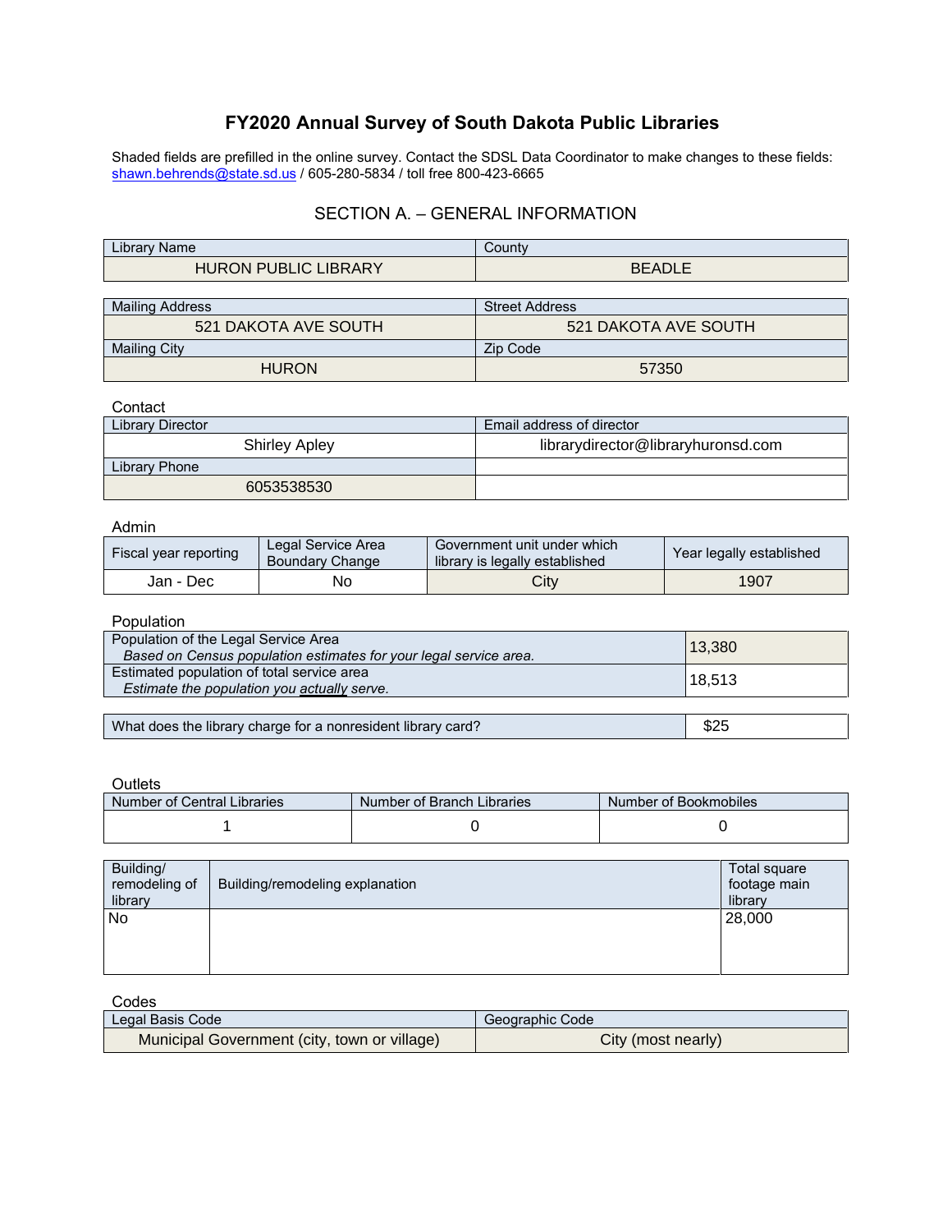# FY2020 Annual Survey of South Dakota Public Libraries

Shaded fields are prefilled in the online survey. Contact the SDSL Data Coordinator to make changes to these fields: shawn.behrends@state.sd.us / 605-280-5834 / toll free 800-423-6665

## SECTION A. – GENERAL INFORMATION

| Library Name | County |
|---|---|
| HURON PUBLIC LIBRARY | BEADLE |

| Mailing Address | Street Address |
|---|---|
| 521 DAKOTA AVE SOUTH | 521 DAKOTA AVE SOUTH |
| **Mailing City** | **Zip Code** |
| HURON | 57350 |

Contact

| Library Director | Email address of director |
|---|---|
| Shirley Apley | librarydirector@libraryhuronsd.com |
| **Library Phone** | |
| 6053538530 | |

Admin

| Fiscal year reporting | Legal Service Area Boundary Change | Government unit under which library is legally established | Year legally established |
|---|---|---|---|
| Jan - Dec | No | City | 1907 |

Population

| | |
|---|---|
| Population of the Legal Service Area *Based on Census population estimates for your legal service area.* | 13,380 |
| Estimated population of total service area *Estimate the population you actually serve.* | 18,513 |

| | |
|---|---|
| What does the library charge for a nonresident library card? | $25 |

Outlets

| Number of Central Libraries | Number of Branch Libraries | Number of Bookmobiles |
|---|---|---|
| 1 | 0 | 0 |

| Building/ remodeling of library | Building/remodeling explanation | Total square footage main library |
|---|---|---|
| No | | 28,000 |

Codes

| Legal Basis Code | Geographic Code |
|---|---|
| Municipal Government (city, town or village) | City (most nearly) |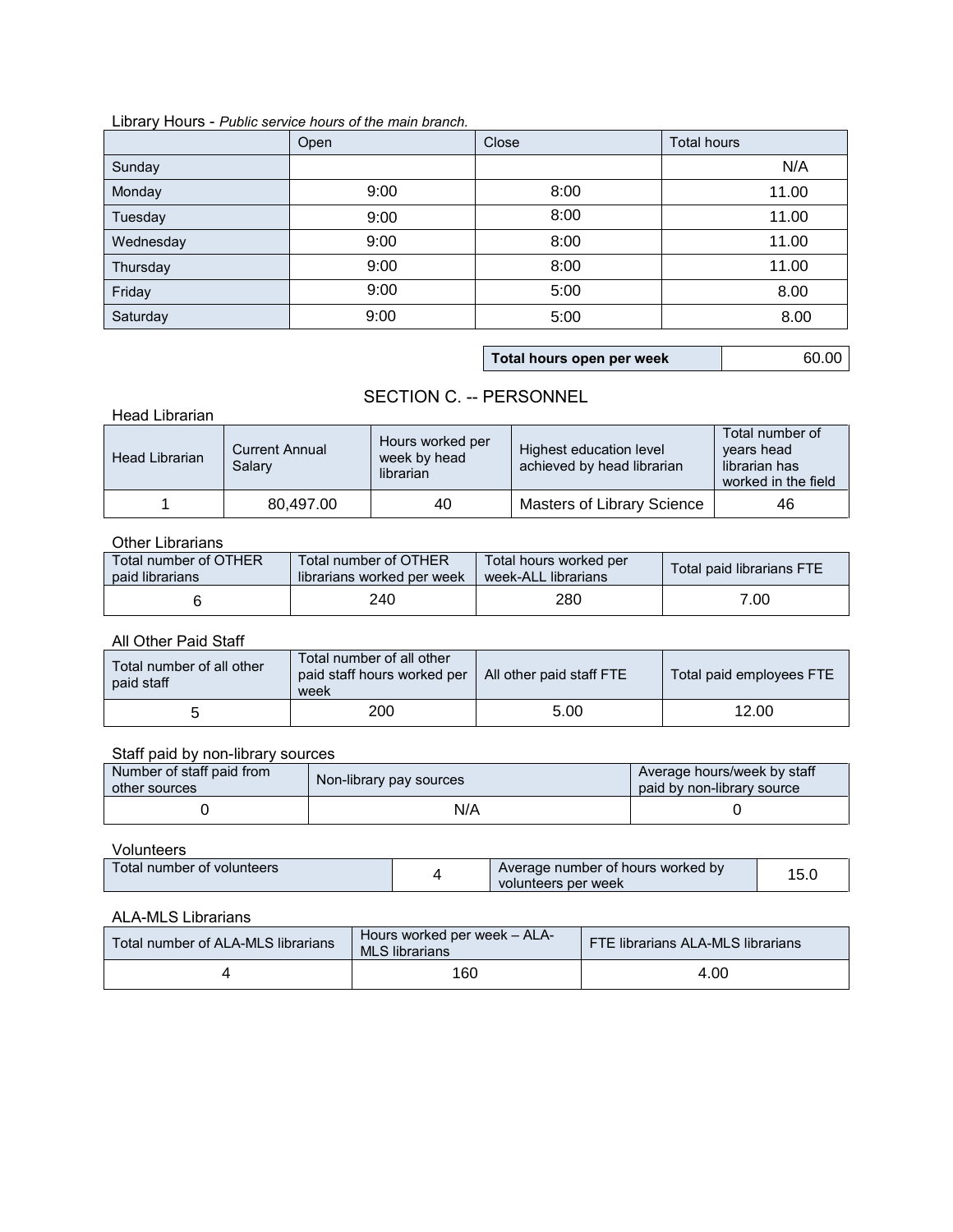Library Hours - *Public service hours of the main branch.*

| | Open | Close | Total hours |
|---|---|---|---|
| Sunday | | | N/A |
| Monday | 9:00 | 8:00 | 11.00 |
| Tuesday | 9:00 | 8:00 | 11.00 |
| Wednesday | 9:00 | 8:00 | 11.00 |
| Thursday | 9:00 | 8:00 | 11.00 |
| Friday | 9:00 | 5:00 | 8.00 |
| Saturday | 9:00 | 5:00 | 8.00 |

| **Total hours open per week** | 60.00 |
|---|---|

## SECTION C. -- PERSONNEL

Head Librarian

| Head Librarian | Current Annual Salary | Hours worked per week by head librarian | Highest education level achieved by head librarian | Total number of years head librarian has worked in the field |
|---|---|---|---|---|
| 1 | 80,497.00 | 40 | Masters of Library Science | 46 |

Other Librarians

| Total number of OTHER paid librarians | Total number of OTHER librarians worked per week | Total hours worked per week-ALL librarians | Total paid librarians FTE |
|---|---|---|---|
| 6 | 240 | 280 | 7.00 |

All Other Paid Staff

| Total number of all other paid staff | Total number of all other paid staff hours worked per week | All other paid staff FTE | Total paid employees FTE |
|---|---|---|---|
| 5 | 200 | 5.00 | 12.00 |

Staff paid by non-library sources

| Number of staff paid from other sources | Non-library pay sources | Average hours/week by staff paid by non-library source |
|---|---|---|
| 0 | N/A | 0 |

Volunteers

| Total number of volunteers | 4 | Average number of hours worked by volunteers per week | 15.0 |
|---|---|---|---|

ALA-MLS Librarians

| Total number of ALA-MLS librarians | Hours worked per week – ALA-MLS librarians | FTE librarians ALA-MLS librarians |
|---|---|---|
| 4 | 160 | 4.00 |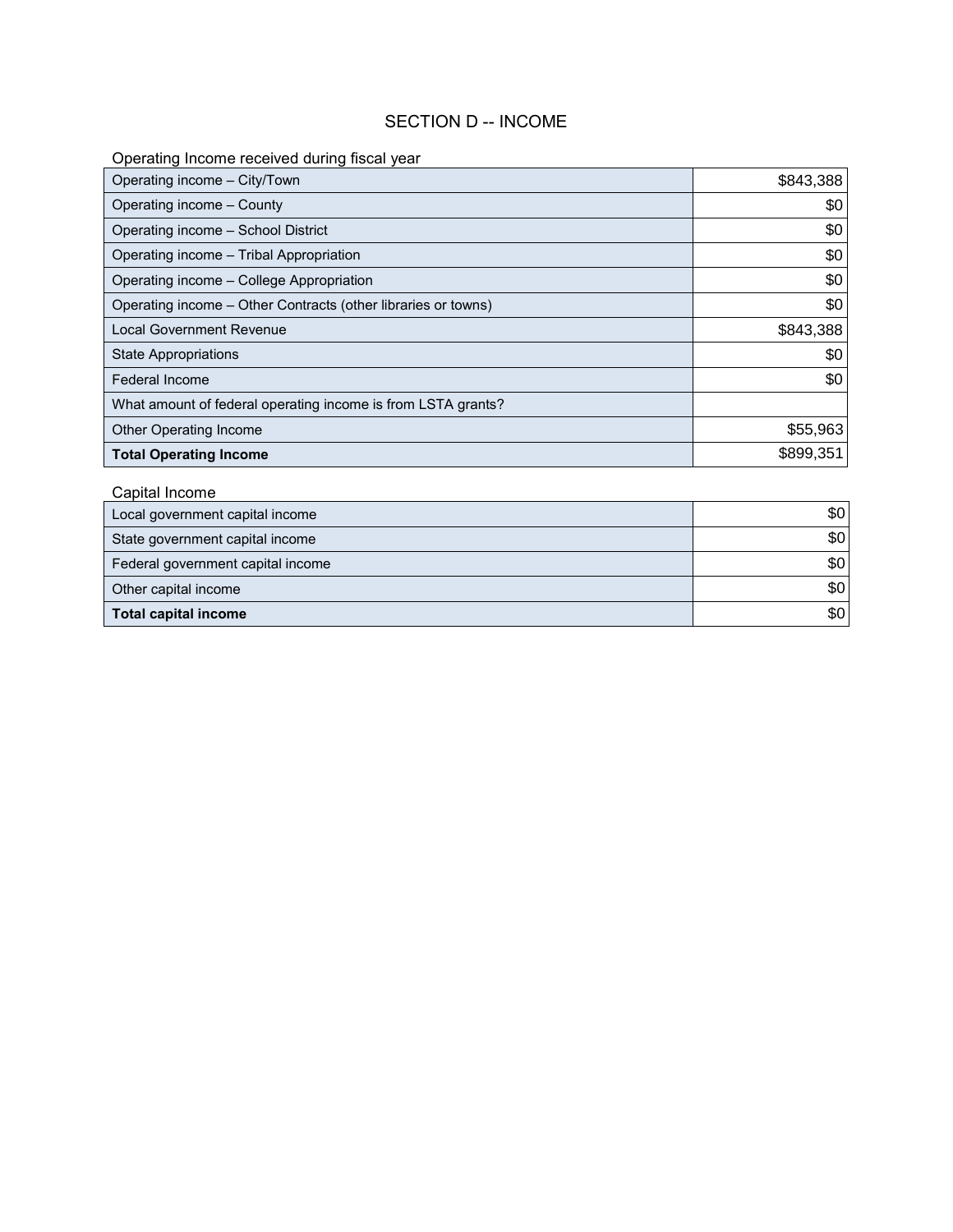# SECTION D -- INCOME

Operating Income received during fiscal year

| | |
|---|---|
| Operating income – City/Town | $843,388 |
| Operating income – County | $0 |
| Operating income – School District | $0 |
| Operating income – Tribal Appropriation | $0 |
| Operating income – College Appropriation | $0 |
| Operating income – Other Contracts (other libraries or towns) | $0 |
| Local Government Revenue | $843,388 |
| State Appropriations | $0 |
| Federal Income | $0 |
| What amount of federal operating income is from LSTA grants? | |
| Other Operating Income | $55,963 |
| **Total Operating Income** | $899,351 |

Capital Income

| | |
|---|---|
| Local government capital income | $0 |
| State government capital income | $0 |
| Federal government capital income | $0 |
| Other capital income | $0 |
| **Total capital income** | $0 |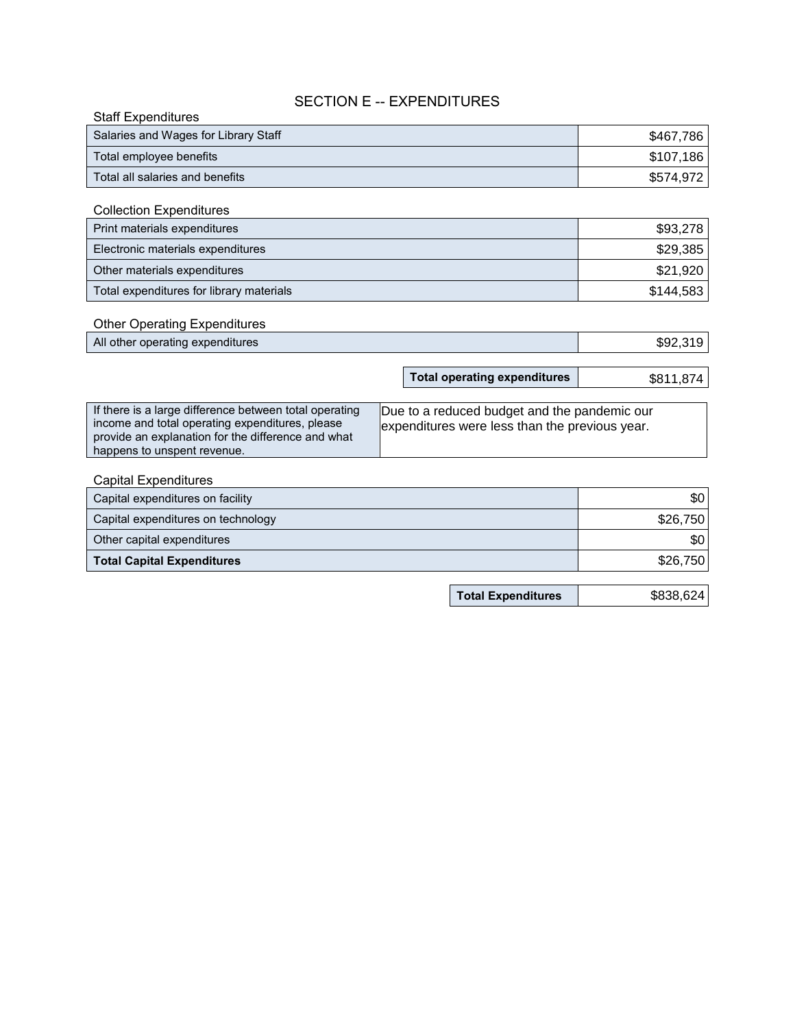# SECTION E -- EXPENDITURES

### Staff Expenditures

| | |
|---|---|
| Salaries and Wages for Library Staff | $467,786 |
| Total employee benefits | $107,186 |
| Total all salaries and benefits | $574,972 |

### Collection Expenditures

| | |
|---|---|
| Print materials expenditures | $93,278 |
| Electronic materials expenditures | $29,385 |
| Other materials expenditures | $21,920 |
| Total expenditures for library materials | $144,583 |

### Other Operating Expenditures

| | |
|---|---|
| All other operating expenditures | $92,319 |

| | |
|---|---|
| **Total operating expenditures** | $811,874 |

| | |
|---|---|
| If there is a large difference between total operating income and total operating expenditures, please provide an explanation for the difference and what happens to unspent revenue. | Due to a reduced budget and the pandemic our expenditures were less than the previous year. |

### Capital Expenditures

| | |
|---|---|
| Capital expenditures on facility | $0 |
| Capital expenditures on technology | $26,750 |
| Other capital expenditures | $0 |
| **Total Capital Expenditures** | $26,750 |

| | |
|---|---|
| **Total Expenditures** | $838,624 |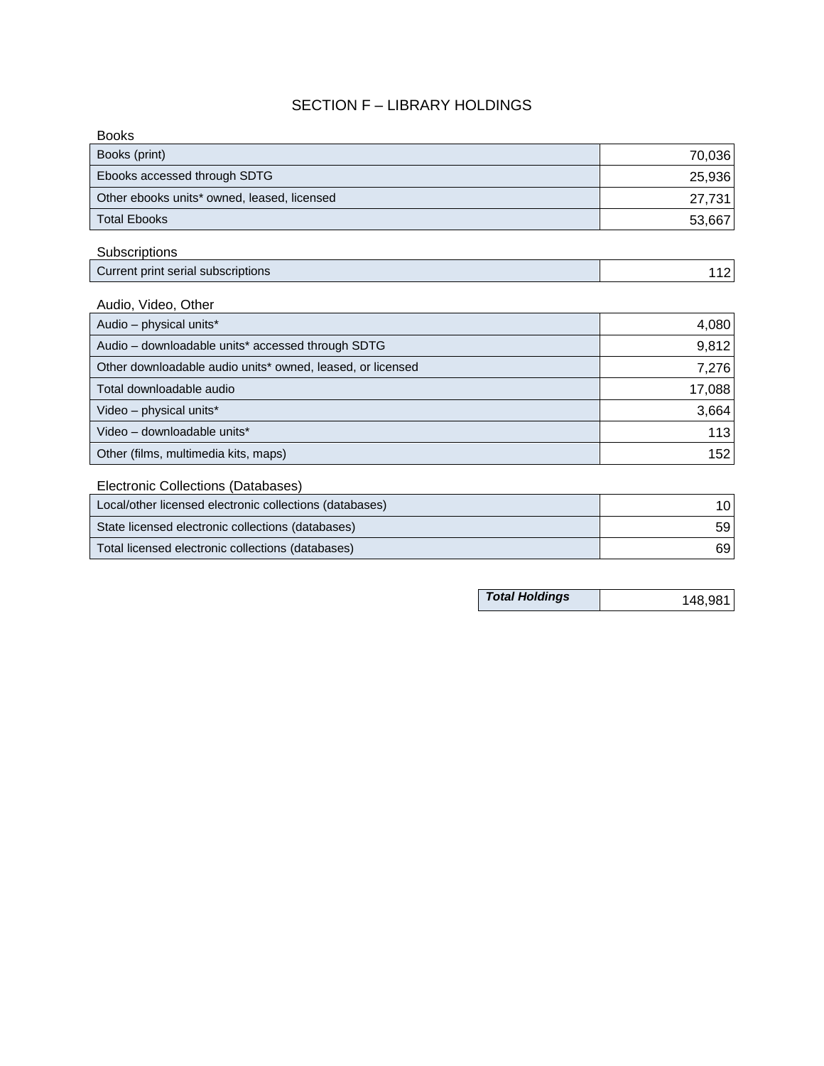# SECTION F – LIBRARY HOLDINGS

Books

| | |
|---|---:|
| Books (print) | 70,036 |
| Ebooks accessed through SDTG | 25,936 |
| Other ebooks units* owned, leased, licensed | 27,731 |
| Total Ebooks | 53,667 |

Subscriptions

| | |
|---|---:|
| Current print serial subscriptions | 112 |

Audio, Video, Other

| | |
|---|---:|
| Audio – physical units* | 4,080 |
| Audio – downloadable units* accessed through SDTG | 9,812 |
| Other downloadable audio units* owned, leased, or licensed | 7,276 |
| Total downloadable audio | 17,088 |
| Video – physical units* | 3,664 |
| Video – downloadable units* | 113 |
| Other (films, multimedia kits, maps) | 152 |

Electronic Collections (Databases)

| | |
|---|---:|
| Local/other licensed electronic collections (databases) | 10 |
| State licensed electronic collections (databases) | 59 |
| Total licensed electronic collections (databases) | 69 |

| | |
|---|---:|
| ***Total Holdings*** | 148,981 |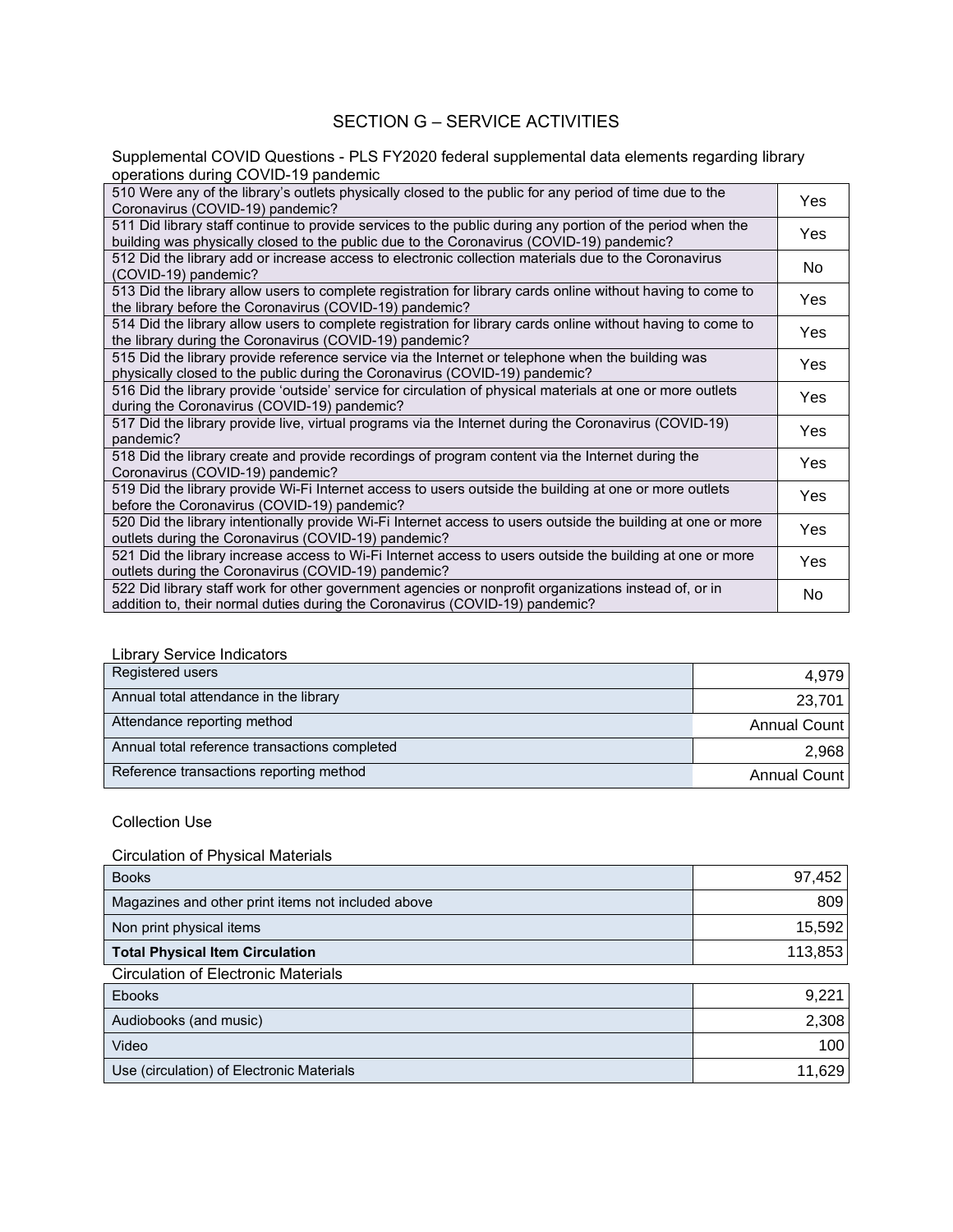# SECTION G – SERVICE ACTIVITIES

Supplemental COVID Questions - PLS FY2020 federal supplemental data elements regarding library operations during COVID-19 pandemic

| | |
|---|---|
| 510 Were any of the library's outlets physically closed to the public for any period of time due to the Coronavirus (COVID-19) pandemic? | Yes |
| 511 Did library staff continue to provide services to the public during any portion of the period when the building was physically closed to the public due to the Coronavirus (COVID-19) pandemic? | Yes |
| 512 Did the library add or increase access to electronic collection materials due to the Coronavirus (COVID-19) pandemic? | No |
| 513 Did the library allow users to complete registration for library cards online without having to come to the library before the Coronavirus (COVID-19) pandemic? | Yes |
| 514 Did the library allow users to complete registration for library cards online without having to come to the library during the Coronavirus (COVID-19) pandemic? | Yes |
| 515 Did the library provide reference service via the Internet or telephone when the building was physically closed to the public during the Coronavirus (COVID-19) pandemic? | Yes |
| 516 Did the library provide 'outside' service for circulation of physical materials at one or more outlets during the Coronavirus (COVID-19) pandemic? | Yes |
| 517 Did the library provide live, virtual programs via the Internet during the Coronavirus (COVID-19) pandemic? | Yes |
| 518 Did the library create and provide recordings of program content via the Internet during the Coronavirus (COVID-19) pandemic? | Yes |
| 519 Did the library provide Wi-Fi Internet access to users outside the building at one or more outlets before the Coronavirus (COVID-19) pandemic? | Yes |
| 520 Did the library intentionally provide Wi-Fi Internet access to users outside the building at one or more outlets during the Coronavirus (COVID-19) pandemic? | Yes |
| 521 Did the library increase access to Wi-Fi Internet access to users outside the building at one or more outlets during the Coronavirus (COVID-19) pandemic? | Yes |
| 522 Did library staff work for other government agencies or nonprofit organizations instead of, or in addition to, their normal duties during the Coronavirus (COVID-19) pandemic? | No |

Library Service Indicators

| | |
|---|---|
| Registered users | 4,979 |
| Annual total attendance in the library | 23,701 |
| Attendance reporting method | Annual Count |
| Annual total reference transactions completed | 2,968 |
| Reference transactions reporting method | Annual Count |

Collection Use

Circulation of Physical Materials

| | |
|---|---|
| Books | 97,452 |
| Magazines and other print items not included above | 809 |
| Non print physical items | 15,592 |
| **Total Physical Item Circulation** | 113,853 |

Circulation of Electronic Materials

| | |
|---|---|
| Ebooks | 9,221 |
| Audiobooks (and music) | 2,308 |
| Video | 100 |
| Use (circulation) of Electronic Materials | 11,629 |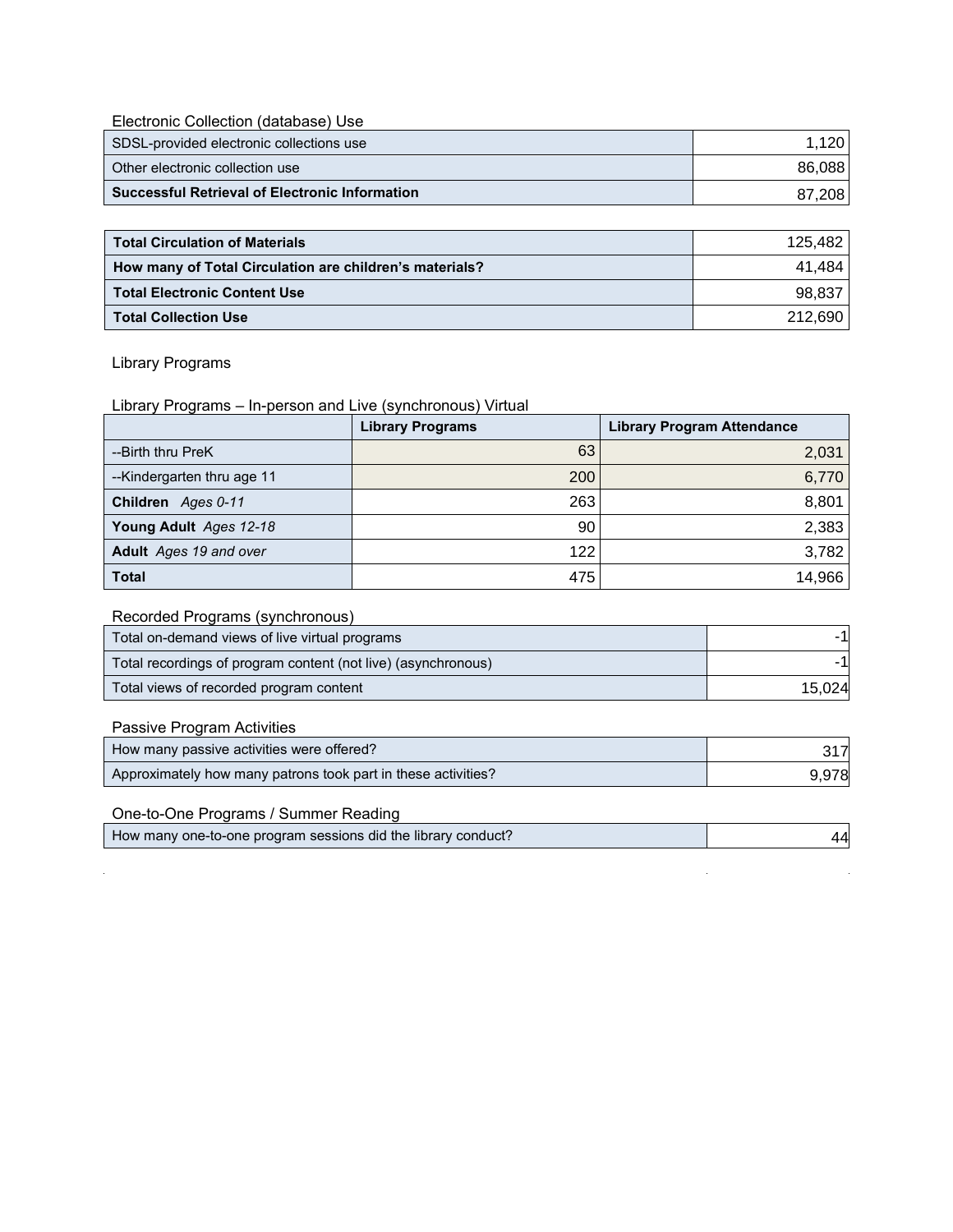Electronic Collection (database) Use

| | |
|---|---|
| SDSL-provided electronic collections use | 1,120 |
| Other electronic collection use | 86,088 |
| **Successful Retrieval of Electronic Information** | 87,208 |

| | |
|---|---|
| **Total Circulation of Materials** | 125,482 |
| **How many of Total Circulation are children's materials?** | 41,484 |
| **Total Electronic Content Use** | 98,837 |
| **Total Collection Use** | 212,690 |

Library Programs

Library Programs – In-person and Live (synchronous) Virtual

| | Library Programs | Library Program Attendance |
|---|---|---|
| --Birth thru PreK | 63 | 2,031 |
| --Kindergarten thru age 11 | 200 | 6,770 |
| **Children** *Ages 0-11* | 263 | 8,801 |
| **Young Adult** *Ages 12-18* | 90 | 2,383 |
| **Adult** *Ages 19 and over* | 122 | 3,782 |
| **Total** | 475 | 14,966 |

Recorded Programs (synchronous)

| | |
|---|---|
| Total on-demand views of live virtual programs | -1 |
| Total recordings of program content (not live) (asynchronous) | -1 |
| Total views of recorded program content | 15,024 |

Passive Program Activities

| | |
|---|---|
| How many passive activities were offered? | 317 |
| Approximately how many patrons took part in these activities? | 9,978 |

One-to-One Programs / Summer Reading

| | |
|---|---|
| How many one-to-one program sessions did the library conduct? | 44 |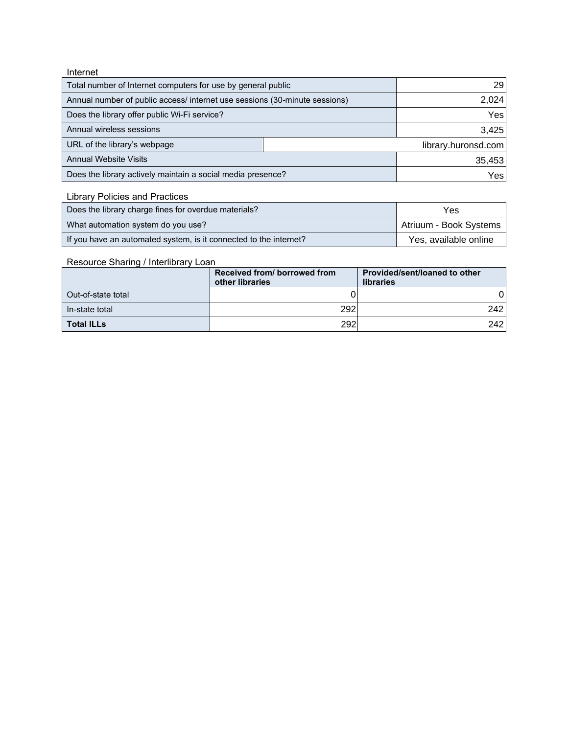Internet

| | |
|---|---|
| Total number of Internet computers for use by general public | 29 |
| Annual number of public access/ internet use sessions (30-minute sessions) | 2,024 |
| Does the library offer public Wi-Fi service? | Yes |
| Annual wireless sessions | 3,425 |
| URL of the library's webpage | library.huronsd.com |
| Annual Website Visits | 35,453 |
| Does the library actively maintain a social media presence? | Yes |

Library Policies and Practices

| | |
|---|---|
| Does the library charge fines for overdue materials? | Yes |
| What automation system do you use? | Atriuum - Book Systems |
| If you have an automated system, is it connected to the internet? | Yes, available online |

Resource Sharing / Interlibrary Loan

| | Received from/ borrowed from other libraries | Provided/sent/loaned to other libraries |
|---|---|---|
| Out-of-state total | 0 | 0 |
| In-state total | 292 | 242 |
| **Total ILLs** | 292 | 242 |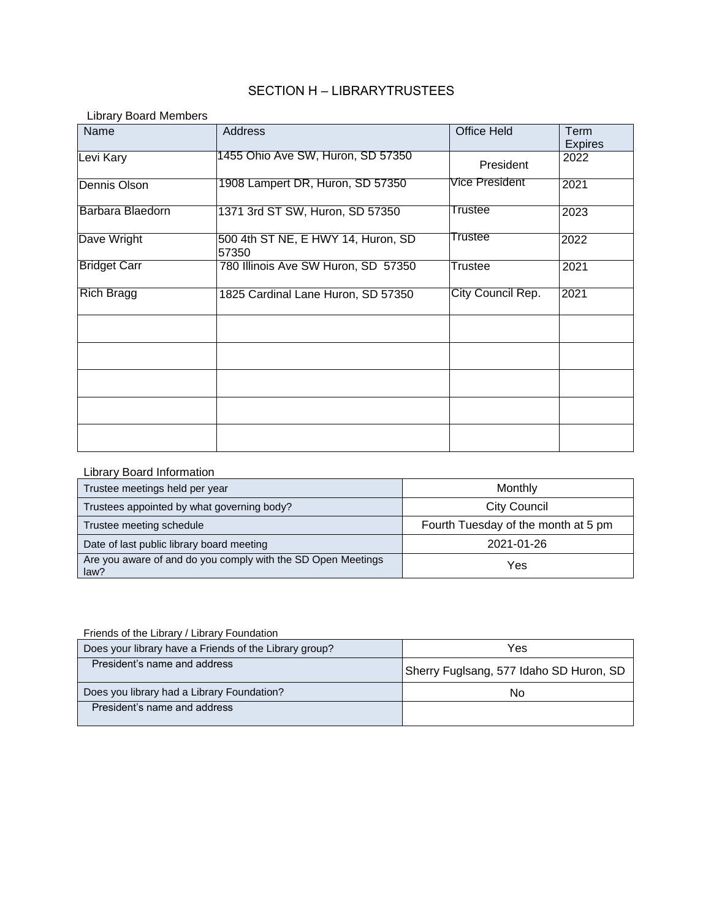## SECTION H – LIBRARYTRUSTEES

Library Board Members

| Name | Address | Office Held | Term Expires |
|---|---|---|---|
| Levi Kary | 1455 Ohio Ave SW, Huron, SD 57350 | President | 2022 |
| Dennis Olson | 1908 Lampert DR, Huron, SD 57350 | Vice President | 2021 |
| Barbara Blaedorn | 1371 3rd ST SW, Huron, SD 57350 | Trustee | 2023 |
| Dave Wright | 500 4th ST NE, E HWY 14, Huron, SD 57350 | Trustee | 2022 |
| Bridget Carr | 780 Illinois Ave SW Huron, SD 57350 | Trustee | 2021 |
| Rich Bragg | 1825 Cardinal Lane Huron, SD 57350 | City Council Rep. | 2021 |
| | | | |
| | | | |
| | | | |
| | | | |
| | | | |

Library Board Information

| | |
|---|---|
| Trustee meetings held per year | Monthly |
| Trustees appointed by what governing body? | City Council |
| Trustee meeting schedule | Fourth Tuesday of the month at 5 pm |
| Date of last public library board meeting | 2021-01-26 |
| Are you aware of and do you comply with the SD Open Meetings law? | Yes |

Friends of the Library / Library Foundation

| | |
|---|---|
| Does your library have a Friends of the Library group? | Yes |
| President's name and address | Sherry Fuglsang, 577 Idaho SD Huron, SD |
| Does you library had a Library Foundation? | No |
| President's name and address | |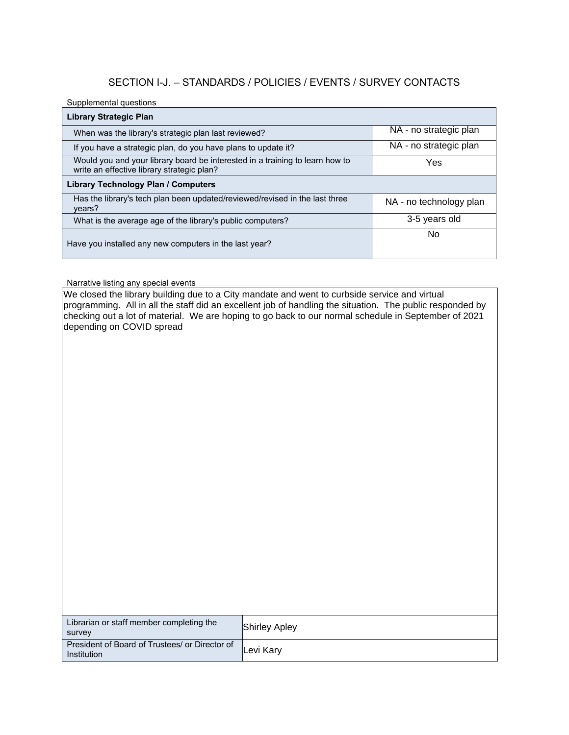## SECTION I-J. – STANDARDS / POLICIES / EVENTS / SURVEY CONTACTS

Supplemental questions

| Library Strategic Plan | |
|---|---|
| When was the library's strategic plan last reviewed? | NA - no strategic plan |
| If you have a strategic plan, do you have plans to update it? | NA - no strategic plan |
| Would you and your library board be interested in a training to learn how to write an effective library strategic plan? | Yes |
| **Library Technology Plan / Computers** | |
| Has the library's tech plan been updated/reviewed/revised in the last three years? | NA - no technology plan |
| What is the average age of the library's public computers? | 3-5 years old |
| Have you installed any new computers in the last year? | No |

Narrative listing any special events

We closed the library building due to a City mandate and went to curbside service and virtual programming. All in all the staff did an excellent job of handling the situation. The public responded by checking out a lot of material. We are hoping to go back to our normal schedule in September of 2021 depending on COVID spread

| | |
|---|---|
| Librarian or staff member completing the survey | Shirley Apley |
| President of Board of Trustees/ or Director of Institution | Levi Kary |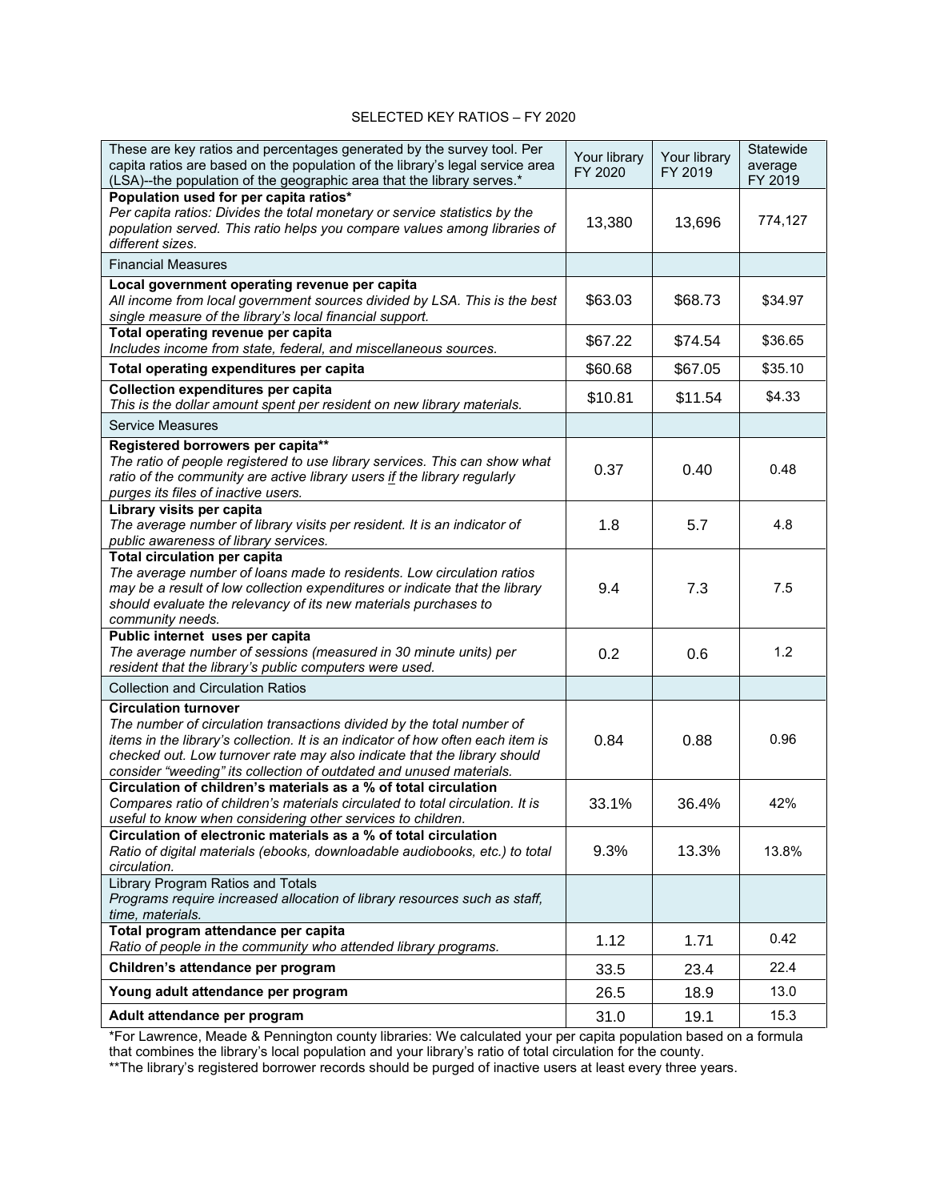SELECTED KEY RATIOS – FY 2020

| These are key ratios and percentages generated by the survey tool. Per capita ratios are based on the population of the library's legal service area (LSA)--the population of the geographic area that the library serves.* | Your library FY 2020 | Your library FY 2019 | Statewide average FY 2019 |
|---|---|---|---|
| **Population used for per capita ratios***<br>*Per capita ratios: Divides the total monetary or service statistics by the population served. This ratio helps you compare values among libraries of different sizes.* | 13,380 | 13,696 | 774,127 |
| Financial Measures | | | |
| **Local government operating revenue per capita**<br>*All income from local government sources divided by LSA. This is the best single measure of the library's local financial support.* | $63.03 | $68.73 | $34.97 |
| **Total operating revenue per capita**<br>*Includes income from state, federal, and miscellaneous sources.* | $67.22 | $74.54 | $36.65 |
| **Total operating expenditures per capita** | $60.68 | $67.05 | $35.10 |
| **Collection expenditures per capita**<br>*This is the dollar amount spent per resident on new library materials.* | $10.81 | $11.54 | $4.33 |
| Service Measures | | | |
| **Registered borrowers per capita****<br>*The ratio of people registered to use library services. This can show what ratio of the community are active library users if the library regularly purges its files of inactive users.* | 0.37 | 0.40 | 0.48 |
| **Library visits per capita**<br>*The average number of library visits per resident. It is an indicator of public awareness of library services.* | 1.8 | 5.7 | 4.8 |
| **Total circulation per capita**<br>*The average number of loans made to residents. Low circulation ratios may be a result of low collection expenditures or indicate that the library should evaluate the relevancy of its new materials purchases to community needs.* | 9.4 | 7.3 | 7.5 |
| **Public internet uses per capita**<br>*The average number of sessions (measured in 30 minute units) per resident that the library's public computers were used.* | 0.2 | 0.6 | 1.2 |
| Collection and Circulation Ratios | | | |
| **Circulation turnover**<br>*The number of circulation transactions divided by the total number of items in the library's collection. It is an indicator of how often each item is checked out. Low turnover rate may also indicate that the library should consider "weeding" its collection of outdated and unused materials.* | 0.84 | 0.88 | 0.96 |
| **Circulation of children's materials as a % of total circulation**<br>*Compares ratio of children's materials circulated to total circulation. It is useful to know when considering other services to children.* | 33.1% | 36.4% | 42% |
| **Circulation of electronic materials as a % of total circulation**<br>*Ratio of digital materials (ebooks, downloadable audiobooks, etc.) to total circulation.* | 9.3% | 13.3% | 13.8% |
| Library Program Ratios and Totals<br>*Programs require increased allocation of library resources such as staff, time, materials.* | | | |
| **Total program attendance per capita**<br>*Ratio of people in the community who attended library programs.* | 1.12 | 1.71 | 0.42 |
| **Children's attendance per program** | 33.5 | 23.4 | 22.4 |
| **Young adult attendance per program** | 26.5 | 18.9 | 13.0 |
| **Adult attendance per program** | 31.0 | 19.1 | 15.3 |

*For Lawrence, Meade & Pennington county libraries: We calculated your per capita population based on a formula that combines the library's local population and your library's ratio of total circulation for the county.

**The library's registered borrower records should be purged of inactive users at least every three years.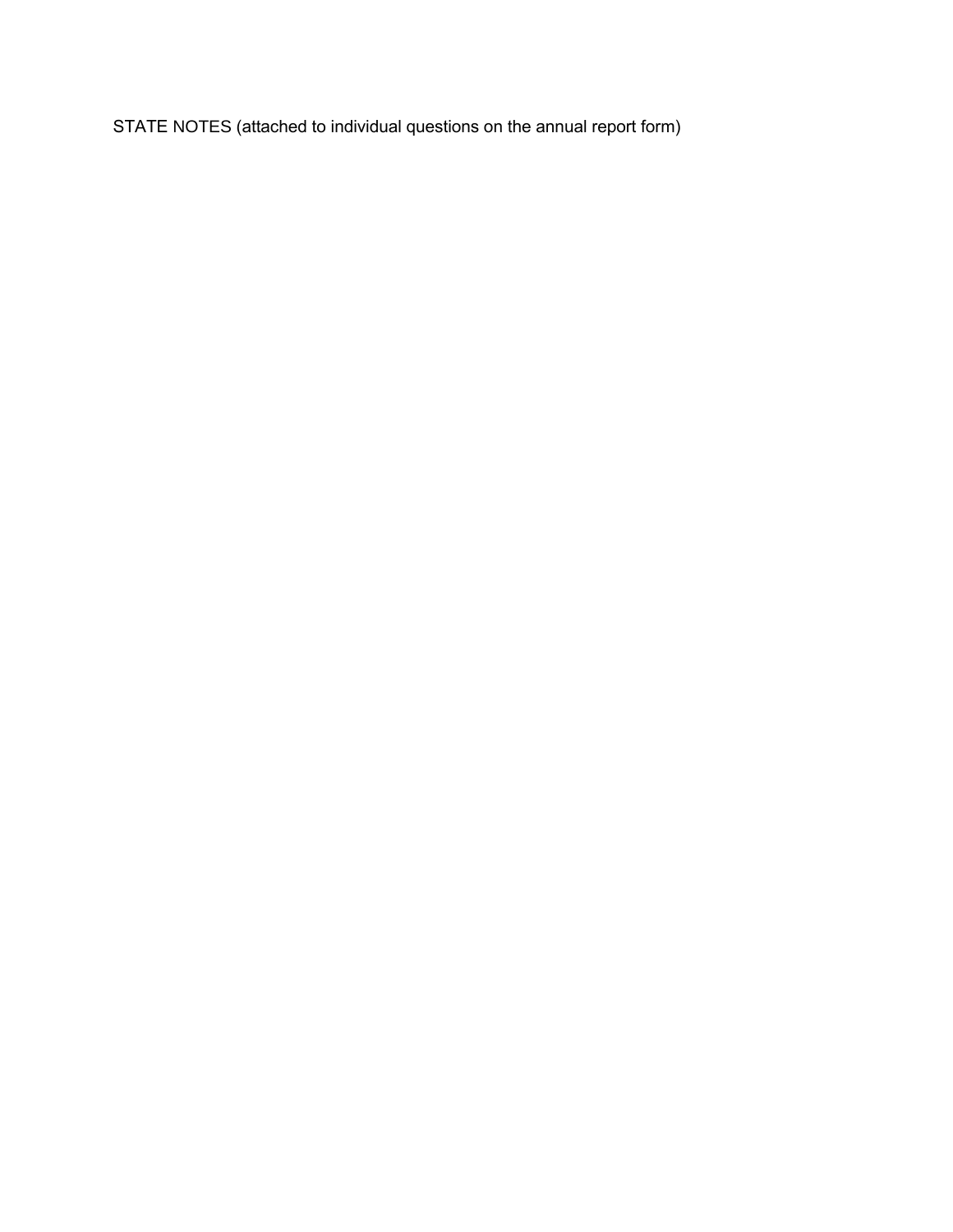STATE NOTES (attached to individual questions on the annual report form)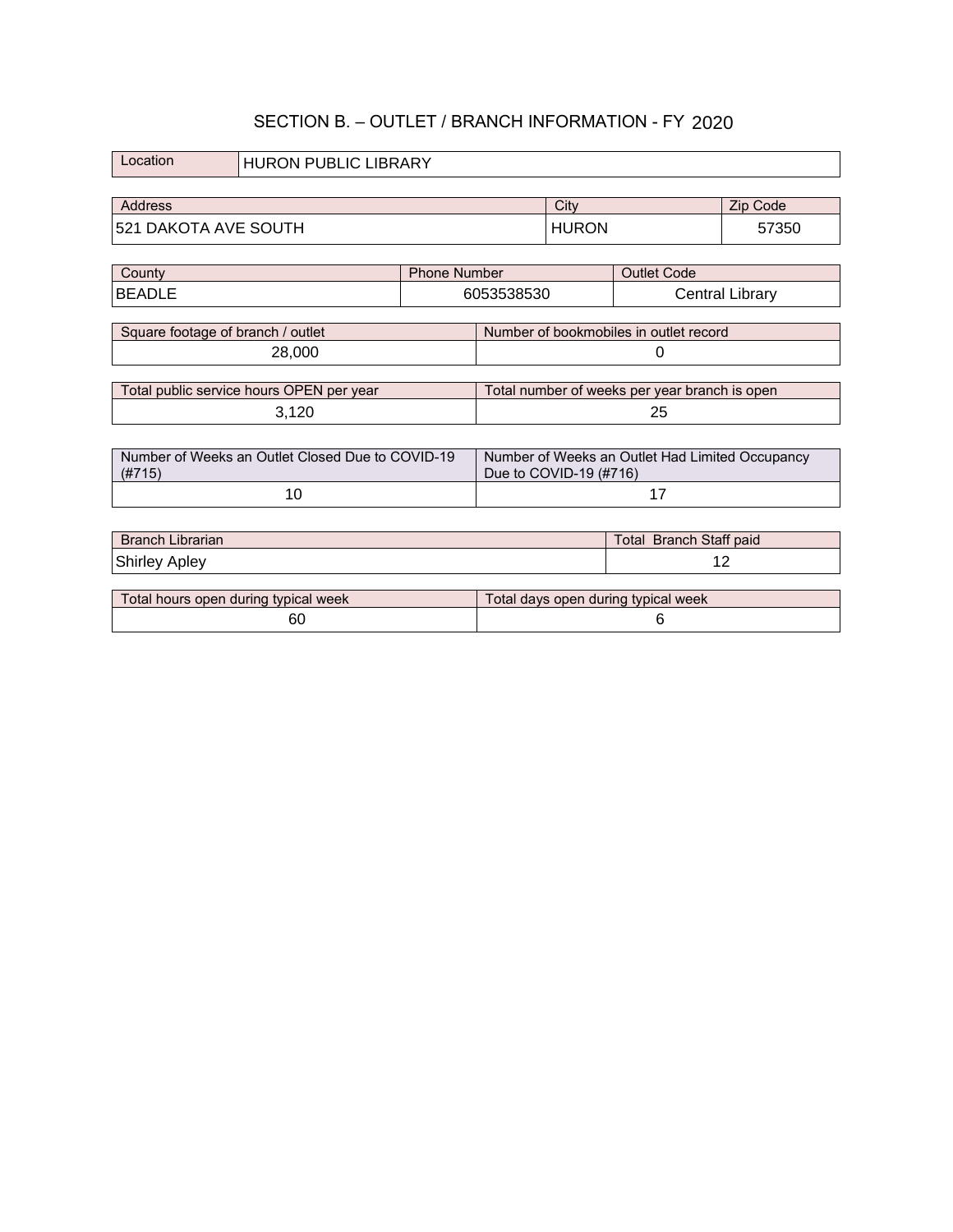## SECTION B. – OUTLET / BRANCH INFORMATION - FY 2020

| Location | HURON PUBLIC LIBRARY |
|---|---|

| Address | City | Zip Code |
|---|---|---|
| 521 DAKOTA AVE SOUTH | HURON | 57350 |

| County | Phone Number | Outlet Code |
|---|---|---|
| BEADLE | 6053538530 | Central Library |

| Square footage of branch / outlet | Number of bookmobiles in outlet record |
|---|---|
| 28,000 | 0 |

| Total public service hours OPEN per year | Total number of weeks per year branch is open |
|---|---|
| 3,120 | 25 |

| Number of Weeks an Outlet Closed Due to COVID-19 (#715) | Number of Weeks an Outlet Had Limited Occupancy Due to COVID-19 (#716) |
|---|---|
| 10 | 17 |

| Branch Librarian | Total Branch Staff paid |
|---|---|
| Shirley Apley | 12 |

| Total hours open during typical week | Total days open during typical week |
|---|---|
| 60 | 6 |